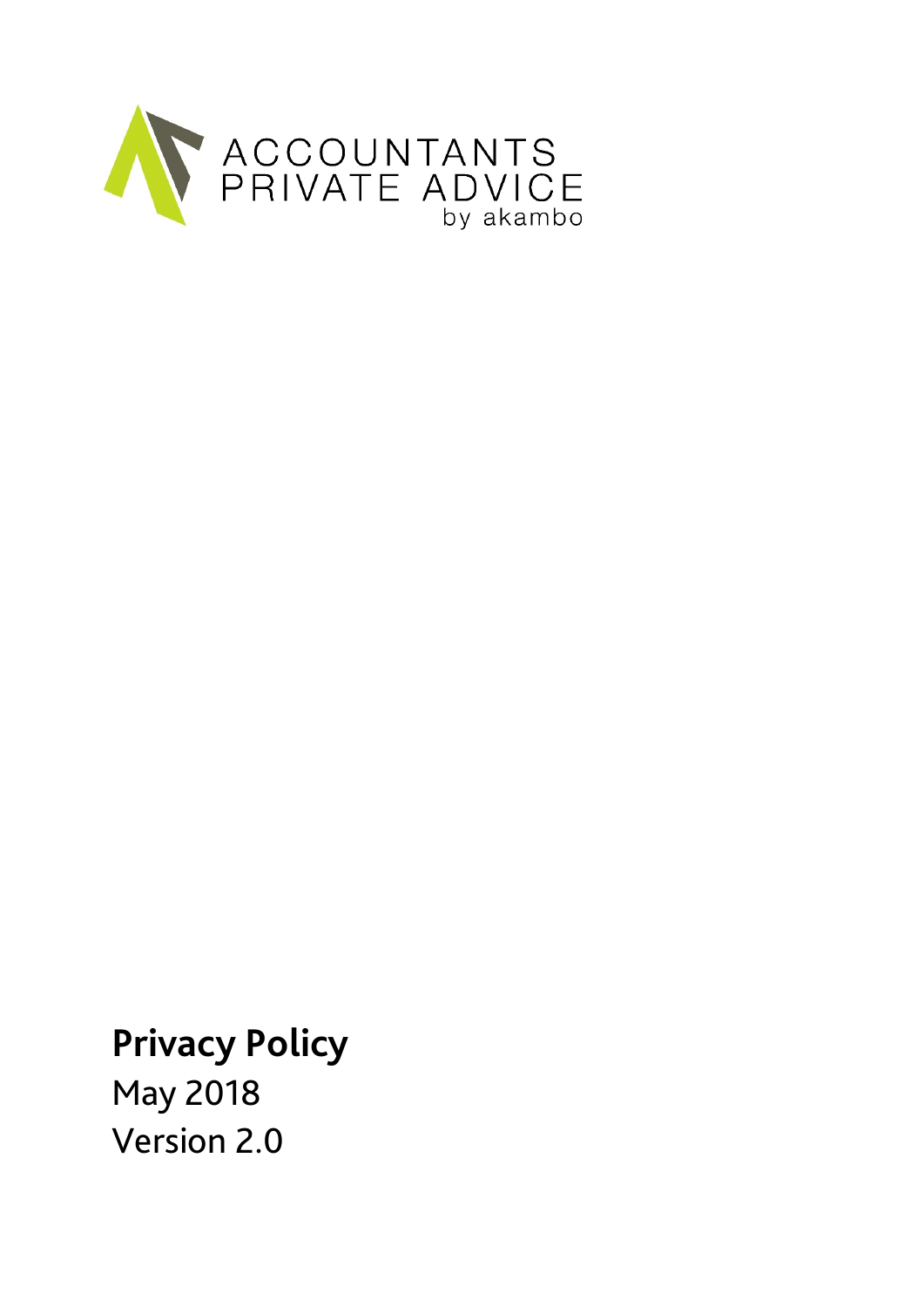ACCOUNTANTS
PRIVATE ADVICE
by akambo

# Privacy Policy

May 2018

Version 2.0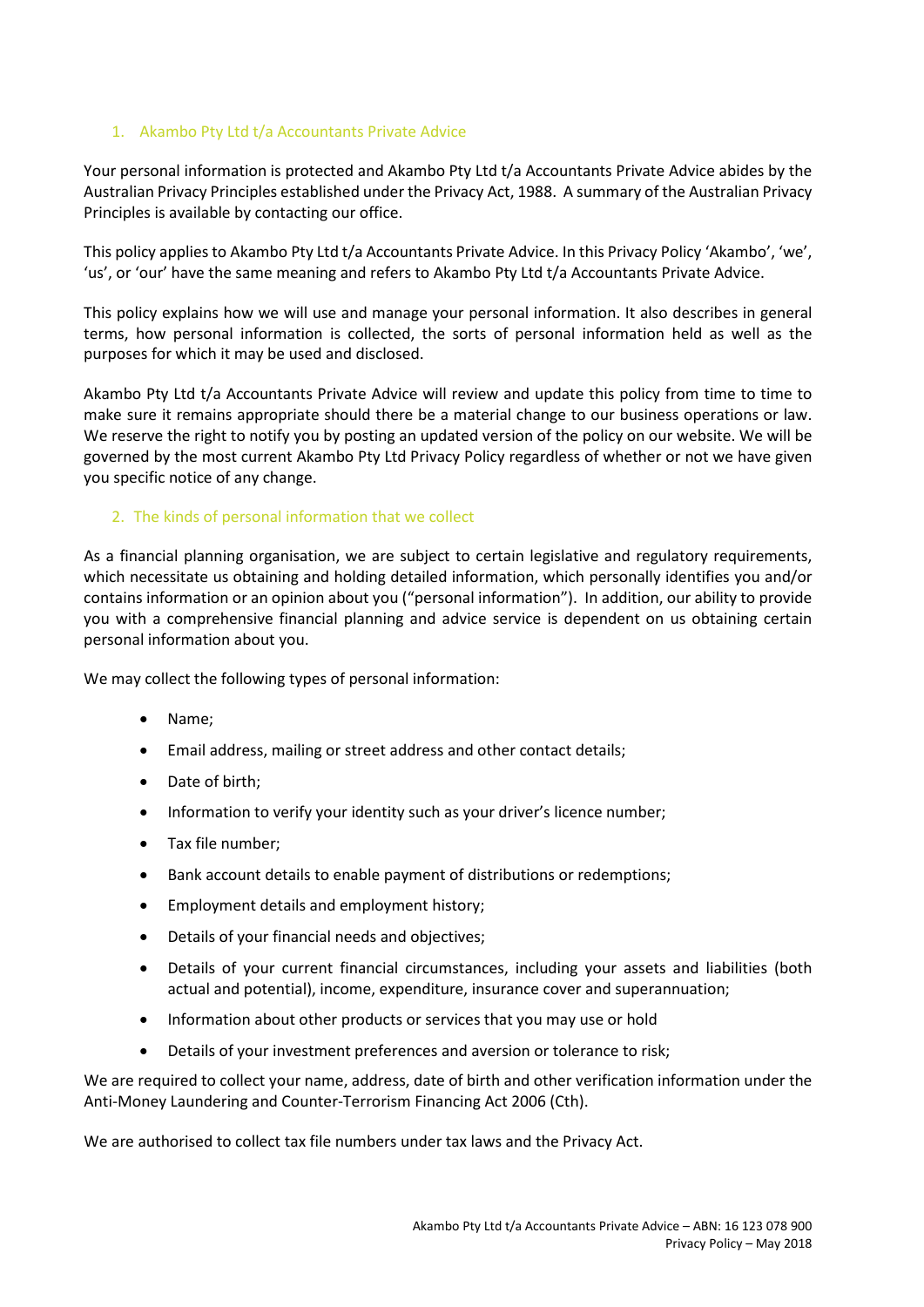## 1. Akambo Pty Ltd t/a Accountants Private Advice

Your personal information is protected and Akambo Pty Ltd t/a Accountants Private Advice abides by the Australian Privacy Principles established under the Privacy Act, 1988. A summary of the Australian Privacy Principles is available by contacting our office.

This policy applies to Akambo Pty Ltd t/a Accountants Private Advice. In this Privacy Policy 'Akambo', 'we', 'us', or 'our' have the same meaning and refers to Akambo Pty Ltd t/a Accountants Private Advice.

This policy explains how we will use and manage your personal information. It also describes in general terms, how personal information is collected, the sorts of personal information held as well as the purposes for which it may be used and disclosed.

Akambo Pty Ltd t/a Accountants Private Advice will review and update this policy from time to time to make sure it remains appropriate should there be a material change to our business operations or law. We reserve the right to notify you by posting an updated version of the policy on our website. We will be governed by the most current Akambo Pty Ltd Privacy Policy regardless of whether or not we have given you specific notice of any change.

## 2. The kinds of personal information that we collect

As a financial planning organisation, we are subject to certain legislative and regulatory requirements, which necessitate us obtaining and holding detailed information, which personally identifies you and/or contains information or an opinion about you ("personal information"). In addition, our ability to provide you with a comprehensive financial planning and advice service is dependent on us obtaining certain personal information about you.

We may collect the following types of personal information:

- Name;
- Email address, mailing or street address and other contact details;
- Date of birth;
- Information to verify your identity such as your driver's licence number;
- Tax file number;
- Bank account details to enable payment of distributions or redemptions;
- Employment details and employment history;
- Details of your financial needs and objectives;
- Details of your current financial circumstances, including your assets and liabilities (both actual and potential), income, expenditure, insurance cover and superannuation;
- Information about other products or services that you may use or hold
- Details of your investment preferences and aversion or tolerance to risk;

We are required to collect your name, address, date of birth and other verification information under the Anti-Money Laundering and Counter-Terrorism Financing Act 2006 (Cth).

We are authorised to collect tax file numbers under tax laws and the Privacy Act.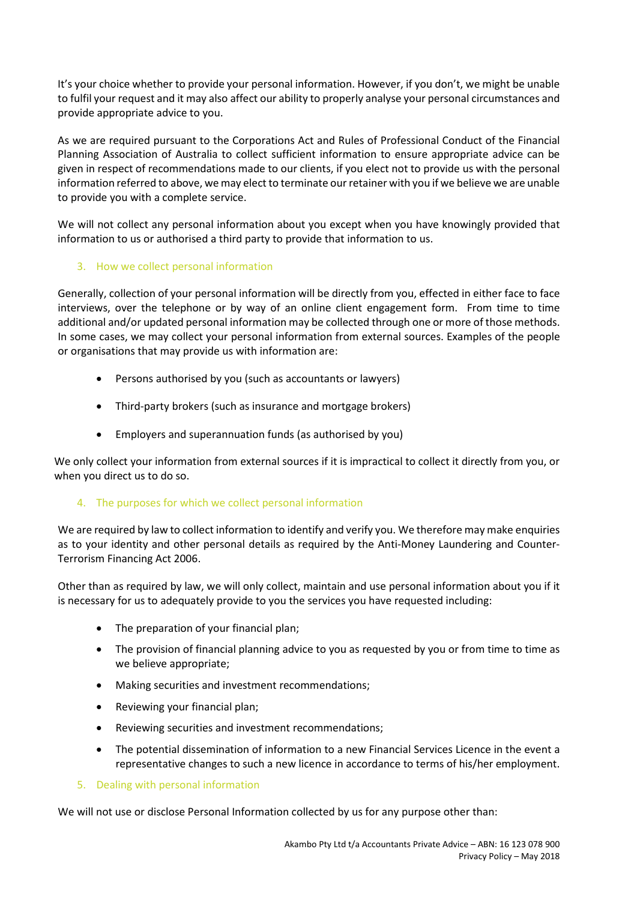It's your choice whether to provide your personal information. However, if you don't, we might be unable to fulfil your request and it may also affect our ability to properly analyse your personal circumstances and provide appropriate advice to you.

As we are required pursuant to the Corporations Act and Rules of Professional Conduct of the Financial Planning Association of Australia to collect sufficient information to ensure appropriate advice can be given in respect of recommendations made to our clients, if you elect not to provide us with the personal information referred to above, we may elect to terminate our retainer with you if we believe we are unable to provide you with a complete service.

We will not collect any personal information about you except when you have knowingly provided that information to us or authorised a third party to provide that information to us.

## 3. How we collect personal information

Generally, collection of your personal information will be directly from you, effected in either face to face interviews, over the telephone or by way of an online client engagement form. From time to time additional and/or updated personal information may be collected through one or more of those methods. In some cases, we may collect your personal information from external sources. Examples of the people or organisations that may provide us with information are:

- Persons authorised by you (such as accountants or lawyers)
- Third-party brokers (such as insurance and mortgage brokers)
- Employers and superannuation funds (as authorised by you)

We only collect your information from external sources if it is impractical to collect it directly from you, or when you direct us to do so.

## 4. The purposes for which we collect personal information

We are required by law to collect information to identify and verify you. We therefore may make enquiries as to your identity and other personal details as required by the Anti-Money Laundering and Counter-Terrorism Financing Act 2006.

Other than as required by law, we will only collect, maintain and use personal information about you if it is necessary for us to adequately provide to you the services you have requested including:

- The preparation of your financial plan;
- The provision of financial planning advice to you as requested by you or from time to time as we believe appropriate;
- Making securities and investment recommendations;
- Reviewing your financial plan;
- Reviewing securities and investment recommendations;
- The potential dissemination of information to a new Financial Services Licence in the event a representative changes to such a new licence in accordance to terms of his/her employment.

## 5. Dealing with personal information

We will not use or disclose Personal Information collected by us for any purpose other than: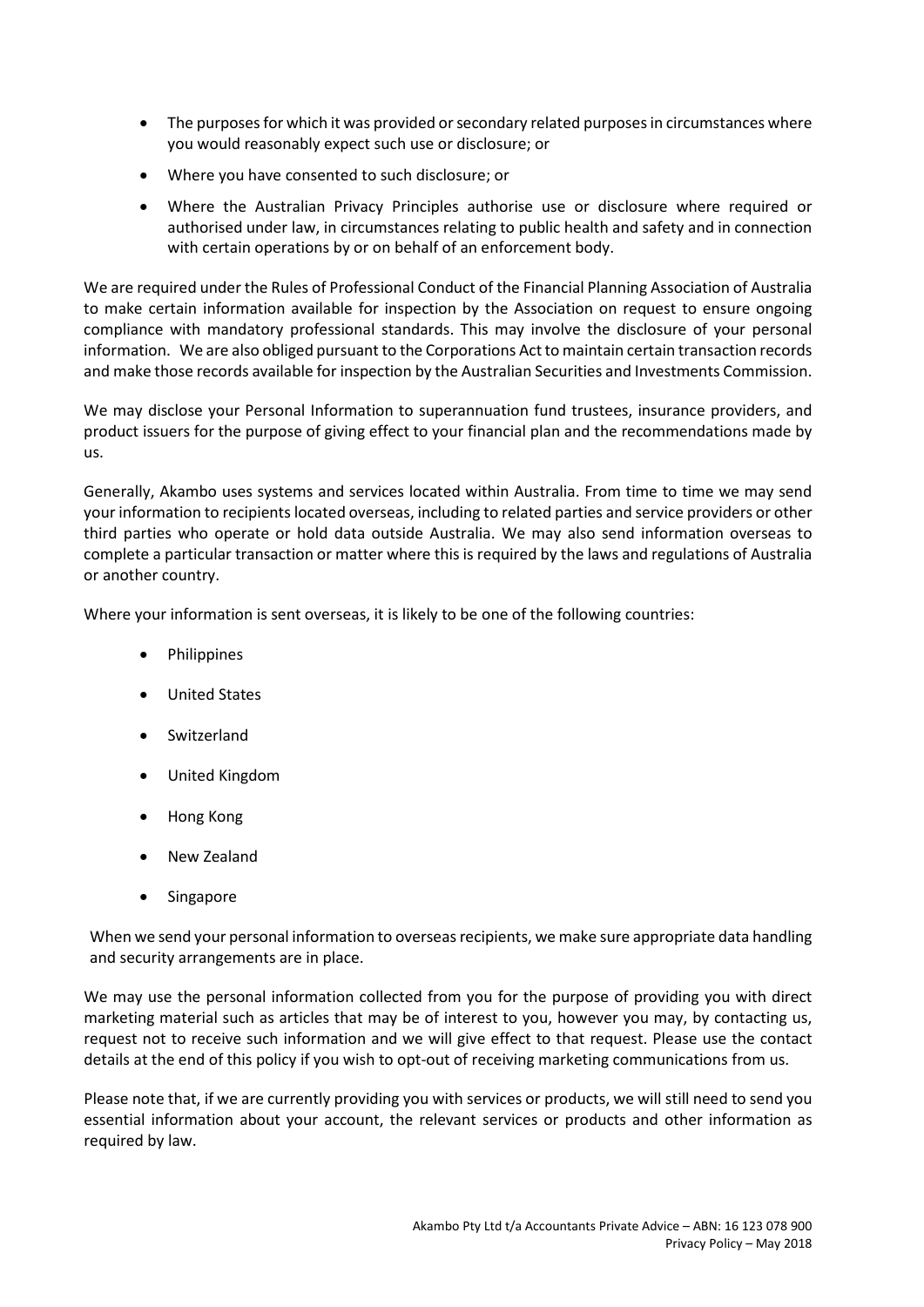- The purposes for which it was provided or secondary related purposes in circumstances where you would reasonably expect such use or disclosure; or
- Where you have consented to such disclosure; or
- Where the Australian Privacy Principles authorise use or disclosure where required or authorised under law, in circumstances relating to public health and safety and in connection with certain operations by or on behalf of an enforcement body.

We are required under the Rules of Professional Conduct of the Financial Planning Association of Australia to make certain information available for inspection by the Association on request to ensure ongoing compliance with mandatory professional standards. This may involve the disclosure of your personal information. We are also obliged pursuant to the Corporations Act to maintain certain transaction records and make those records available for inspection by the Australian Securities and Investments Commission.

We may disclose your Personal Information to superannuation fund trustees, insurance providers, and product issuers for the purpose of giving effect to your financial plan and the recommendations made by us.

Generally, Akambo uses systems and services located within Australia. From time to time we may send your information to recipients located overseas, including to related parties and service providers or other third parties who operate or hold data outside Australia. We may also send information overseas to complete a particular transaction or matter where this is required by the laws and regulations of Australia or another country.

Where your information is sent overseas, it is likely to be one of the following countries:

- Philippines
- United States
- Switzerland
- United Kingdom
- Hong Kong
- New Zealand
- Singapore

When we send your personal information to overseas recipients, we make sure appropriate data handling and security arrangements are in place.

We may use the personal information collected from you for the purpose of providing you with direct marketing material such as articles that may be of interest to you, however you may, by contacting us, request not to receive such information and we will give effect to that request. Please use the contact details at the end of this policy if you wish to opt-out of receiving marketing communications from us.

Please note that, if we are currently providing you with services or products, we will still need to send you essential information about your account, the relevant services or products and other information as required by law.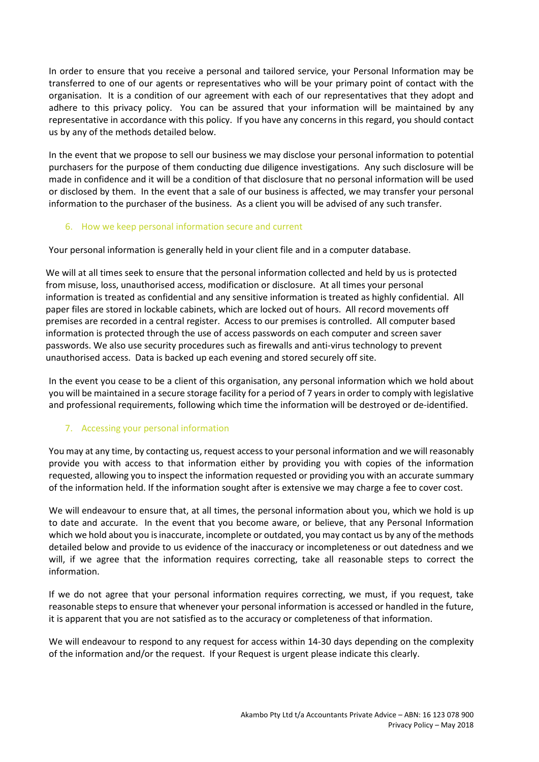In order to ensure that you receive a personal and tailored service, your Personal Information may be transferred to one of our agents or representatives who will be your primary point of contact with the organisation. It is a condition of our agreement with each of our representatives that they adopt and adhere to this privacy policy. You can be assured that your information will be maintained by any representative in accordance with this policy. If you have any concerns in this regard, you should contact us by any of the methods detailed below.

In the event that we propose to sell our business we may disclose your personal information to potential purchasers for the purpose of them conducting due diligence investigations. Any such disclosure will be made in confidence and it will be a condition of that disclosure that no personal information will be used or disclosed by them. In the event that a sale of our business is affected, we may transfer your personal information to the purchaser of the business. As a client you will be advised of any such transfer.

## 6. How we keep personal information secure and current

Your personal information is generally held in your client file and in a computer database.

We will at all times seek to ensure that the personal information collected and held by us is protected from misuse, loss, unauthorised access, modification or disclosure. At all times your personal information is treated as confidential and any sensitive information is treated as highly confidential. All paper files are stored in lockable cabinets, which are locked out of hours. All record movements off premises are recorded in a central register. Access to our premises is controlled. All computer based information is protected through the use of access passwords on each computer and screen saver passwords. We also use security procedures such as firewalls and anti-virus technology to prevent unauthorised access. Data is backed up each evening and stored securely off site.

In the event you cease to be a client of this organisation, any personal information which we hold about you will be maintained in a secure storage facility for a period of 7 years in order to comply with legislative and professional requirements, following which time the information will be destroyed or de-identified.

## 7. Accessing your personal information

You may at any time, by contacting us, request access to your personal information and we will reasonably provide you with access to that information either by providing you with copies of the information requested, allowing you to inspect the information requested or providing you with an accurate summary of the information held. If the information sought after is extensive we may charge a fee to cover cost.

We will endeavour to ensure that, at all times, the personal information about you, which we hold is up to date and accurate. In the event that you become aware, or believe, that any Personal Information which we hold about you is inaccurate, incomplete or outdated, you may contact us by any of the methods detailed below and provide to us evidence of the inaccuracy or incompleteness or out datedness and we will, if we agree that the information requires correcting, take all reasonable steps to correct the information.

If we do not agree that your personal information requires correcting, we must, if you request, take reasonable steps to ensure that whenever your personal information is accessed or handled in the future, it is apparent that you are not satisfied as to the accuracy or completeness of that information.

We will endeavour to respond to any request for access within 14-30 days depending on the complexity of the information and/or the request. If your Request is urgent please indicate this clearly.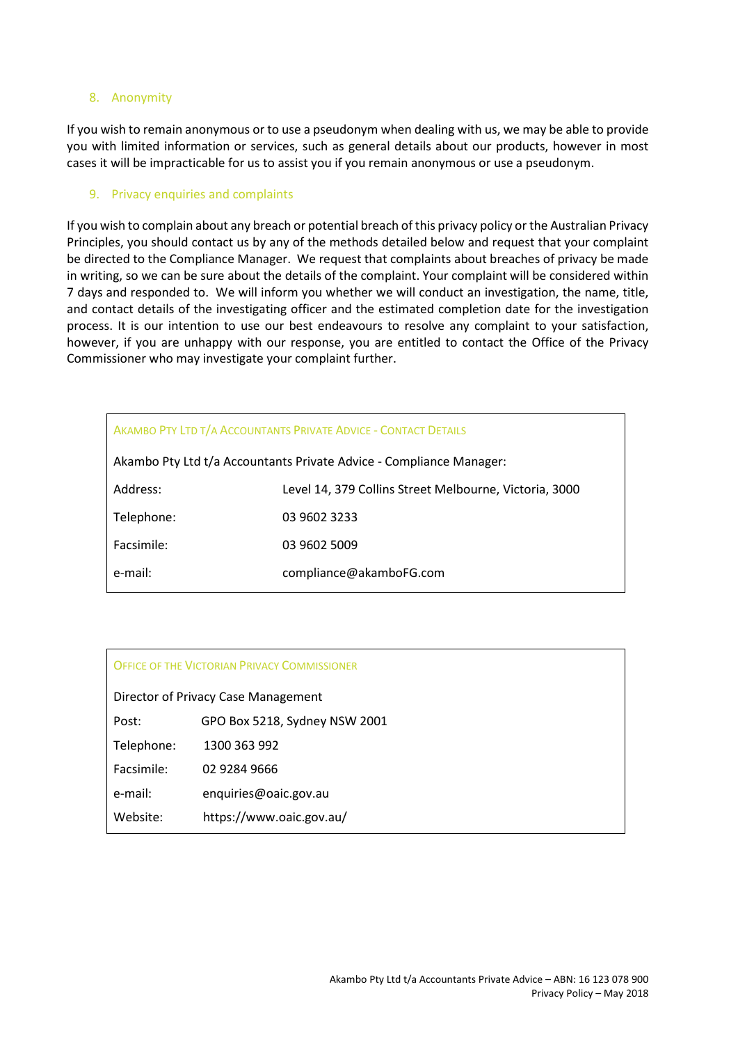## 8. Anonymity

If you wish to remain anonymous or to use a pseudonym when dealing with us, we may be able to provide you with limited information or services, such as general details about our products, however in most cases it will be impracticable for us to assist you if you remain anonymous or use a pseudonym.

## 9. Privacy enquiries and complaints

If you wish to complain about any breach or potential breach of this privacy policy or the Australian Privacy Principles, you should contact us by any of the methods detailed below and request that your complaint be directed to the Compliance Manager. We request that complaints about breaches of privacy be made in writing, so we can be sure about the details of the complaint. Your complaint will be considered within 7 days and responded to. We will inform you whether we will conduct an investigation, the name, title, and contact details of the investigating officer and the estimated completion date for the investigation process. It is our intention to use our best endeavours to resolve any complaint to your satisfaction, however, if you are unhappy with our response, you are entitled to contact the Office of the Privacy Commissioner who may investigate your complaint further.

| AKAMBO PTY LTD T/A ACCOUNTANTS PRIVATE ADVICE - CONTACT DETAILS | |
|---|---|
| Akambo Pty Ltd t/a Accountants Private Advice - Compliance Manager: | |
| Address: | Level 14, 379 Collins Street Melbourne, Victoria, 3000 |
| Telephone: | 03 9602 3233 |
| Facsimile: | 03 9602 5009 |
| e-mail: | compliance@akamboFG.com |

| OFFICE OF THE VICTORIAN PRIVACY COMMISSIONER | |
|---|---|
| Director of Privacy Case Management | |
| Post: | GPO Box 5218, Sydney NSW 2001 |
| Telephone: | 1300 363 992 |
| Facsimile: | 02 9284 9666 |
| e-mail: | enquiries@oaic.gov.au |
| Website: | https://www.oaic.gov.au/ |